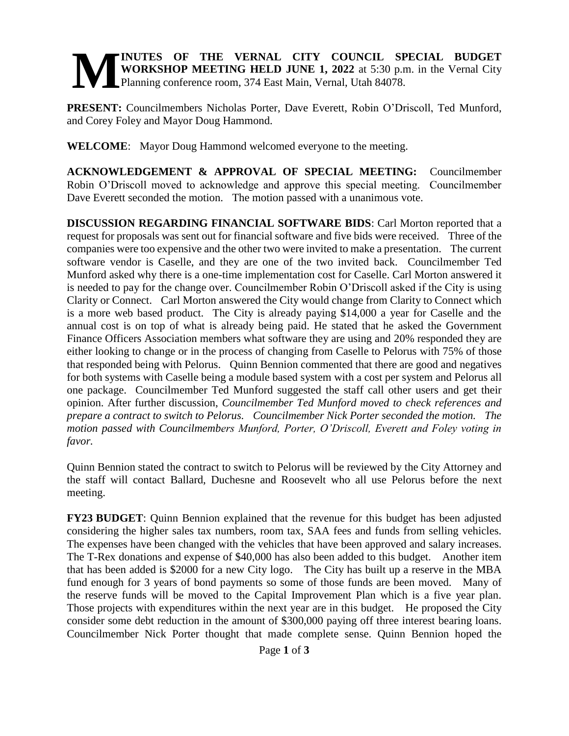**MINUTES OF THE VERNAL CITY COUNCIL SPECIAL BUDGET WORKSHOP MEETING HELD JUNE 1, 2022** at 5:30 p.m. in the Vernal City Planning conference room, 374 East Main, Vernal, Utah 84078.

**PRESENT:** Councilmembers Nicholas Porter, Dave Everett, Robin O'Driscoll, Ted Munford, and Corey Foley and Mayor Doug Hammond.

**WELCOME**: Mayor Doug Hammond welcomed everyone to the meeting.

**ACKNOWLEDGEMENT & APPROVAL OF SPECIAL MEETING:** Councilmember Robin O'Driscoll moved to acknowledge and approve this special meeting. Councilmember Dave Everett seconded the motion. The motion passed with a unanimous vote.

**DISCUSSION REGARDING FINANCIAL SOFTWARE BIDS**: Carl Morton reported that a request for proposals was sent out for financial software and five bids were received. Three of the companies were too expensive and the other two were invited to make a presentation. The current software vendor is Caselle, and they are one of the two invited back. Councilmember Ted Munford asked why there is a one-time implementation cost for Caselle. Carl Morton answered it is needed to pay for the change over. Councilmember Robin O'Driscoll asked if the City is using Clarity or Connect. Carl Morton answered the City would change from Clarity to Connect which is a more web based product. The City is already paying $14,000 a year for Caselle and the annual cost is on top of what is already being paid. He stated that he asked the Government Finance Officers Association members what software they are using and 20% responded they are either looking to change or in the process of changing from Caselle to Pelorus with 75% of those that responded being with Pelorus. Quinn Bennion commented that there are good and negatives for both systems with Caselle being a module based system with a cost per system and Pelorus all one package. Councilmember Ted Munford suggested the staff call other users and get their opinion. After further discussion, *Councilmember Ted Munford moved to check references and prepare a contract to switch to Pelorus. Councilmember Nick Porter seconded the motion. The motion passed with Councilmembers Munford, Porter, O'Driscoll, Everett and Foley voting in favor.*

Quinn Bennion stated the contract to switch to Pelorus will be reviewed by the City Attorney and the staff will contact Ballard, Duchesne and Roosevelt who all use Pelorus before the next meeting.

**FY23 BUDGET**: Quinn Bennion explained that the revenue for this budget has been adjusted considering the higher sales tax numbers, room tax, SAA fees and funds from selling vehicles. The expenses have been changed with the vehicles that have been approved and salary increases. The T-Rex donations and expense of $40,000 has also been added to this budget. Another item that has been added is $2000 for a new City logo. The City has built up a reserve in the MBA fund enough for 3 years of bond payments so some of those funds are been moved. Many of the reserve funds will be moved to the Capital Improvement Plan which is a five year plan. Those projects with expenditures within the next year are in this budget. He proposed the City consider some debt reduction in the amount of $300,000 paying off three interest bearing loans. Councilmember Nick Porter thought that made complete sense. Quinn Bennion hoped the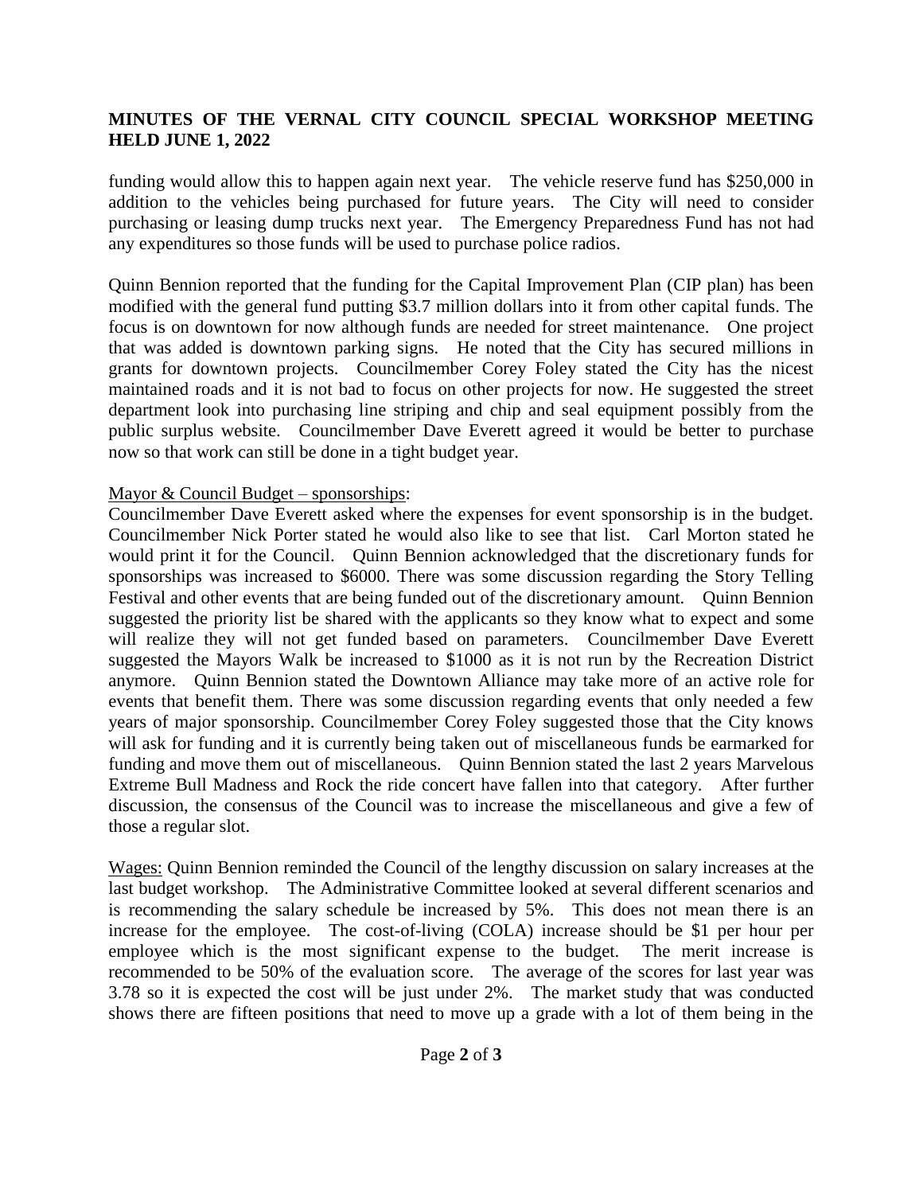funding would allow this to happen again next year. The vehicle reserve fund has $250,000 in addition to the vehicles being purchased for future years. The City will need to consider purchasing or leasing dump trucks next year. The Emergency Preparedness Fund has not had any expenditures so those funds will be used to purchase police radios.

Quinn Bennion reported that the funding for the Capital Improvement Plan (CIP plan) has been modified with the general fund putting $3.7 million dollars into it from other capital funds. The focus is on downtown for now although funds are needed for street maintenance. One project that was added is downtown parking signs. He noted that the City has secured millions in grants for downtown projects. Councilmember Corey Foley stated the City has the nicest maintained roads and it is not bad to focus on other projects for now. He suggested the street department look into purchasing line striping and chip and seal equipment possibly from the public surplus website. Councilmember Dave Everett agreed it would be better to purchase now so that work can still be done in a tight budget year.

Mayor & Council Budget – sponsorships:
Councilmember Dave Everett asked where the expenses for event sponsorship is in the budget. Councilmember Nick Porter stated he would also like to see that list. Carl Morton stated he would print it for the Council. Quinn Bennion acknowledged that the discretionary funds for sponsorships was increased to $6000. There was some discussion regarding the Story Telling Festival and other events that are being funded out of the discretionary amount. Quinn Bennion suggested the priority list be shared with the applicants so they know what to expect and some will realize they will not get funded based on parameters. Councilmember Dave Everett suggested the Mayors Walk be increased to $1000 as it is not run by the Recreation District anymore. Quinn Bennion stated the Downtown Alliance may take more of an active role for events that benefit them. There was some discussion regarding events that only needed a few years of major sponsorship. Councilmember Corey Foley suggested those that the City knows will ask for funding and it is currently being taken out of miscellaneous funds be earmarked for funding and move them out of miscellaneous. Quinn Bennion stated the last 2 years Marvelous Extreme Bull Madness and Rock the ride concert have fallen into that category. After further discussion, the consensus of the Council was to increase the miscellaneous and give a few of those a regular slot.

Wages: Quinn Bennion reminded the Council of the lengthy discussion on salary increases at the last budget workshop. The Administrative Committee looked at several different scenarios and is recommending the salary schedule be increased by 5%. This does not mean there is an increase for the employee. The cost-of-living (COLA) increase should be $1 per hour per employee which is the most significant expense to the budget. The merit increase is recommended to be 50% of the evaluation score. The average of the scores for last year was 3.78 so it is expected the cost will be just under 2%. The market study that was conducted shows there are fifteen positions that need to move up a grade with a lot of them being in the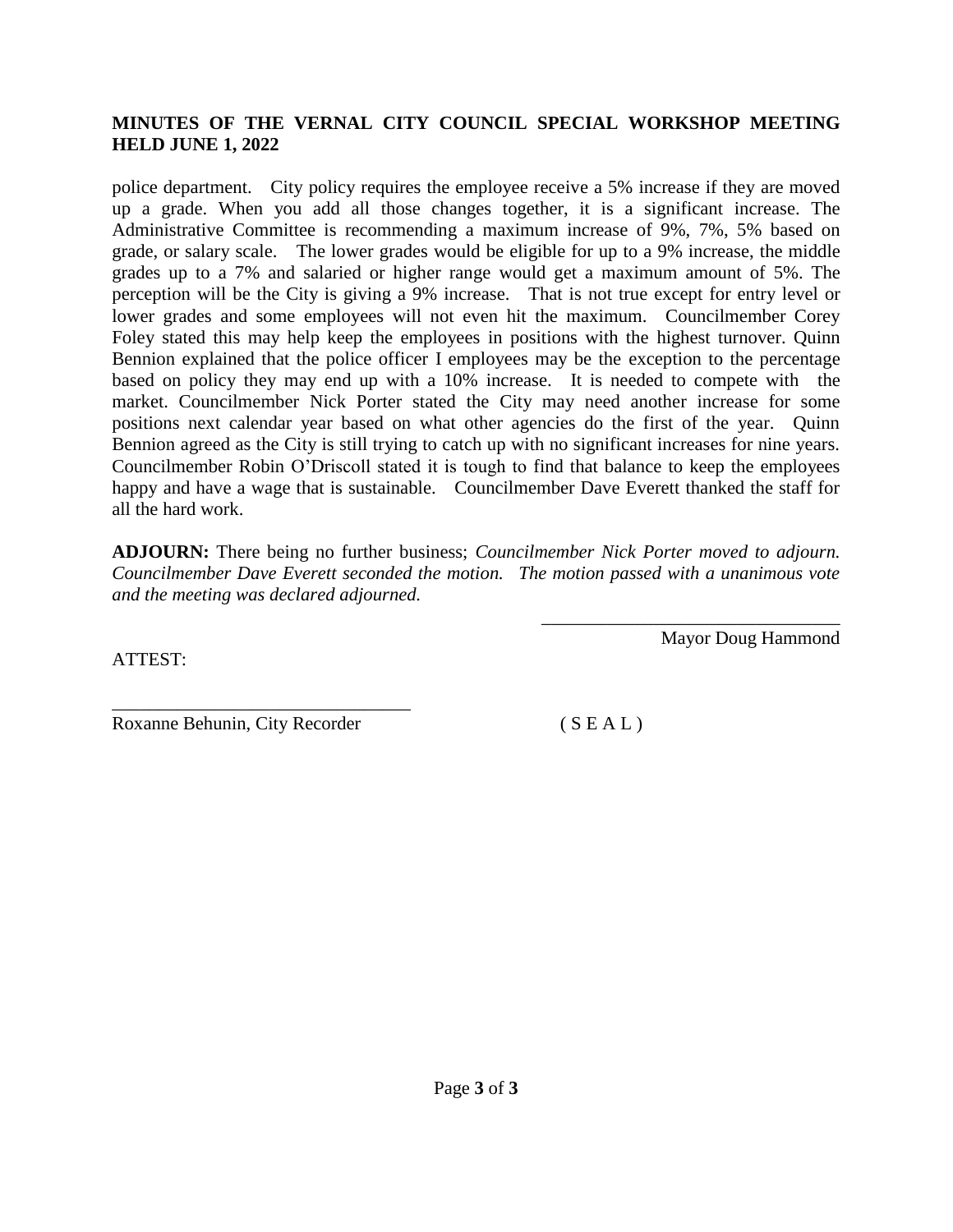police department. City policy requires the employee receive a 5% increase if they are moved up a grade. When you add all those changes together, it is a significant increase. The Administrative Committee is recommending a maximum increase of 9%, 7%, 5% based on grade, or salary scale. The lower grades would be eligible for up to a 9% increase, the middle grades up to a 7% and salaried or higher range would get a maximum amount of 5%. The perception will be the City is giving a 9% increase. That is not true except for entry level or lower grades and some employees will not even hit the maximum. Councilmember Corey Foley stated this may help keep the employees in positions with the highest turnover. Quinn Bennion explained that the police officer I employees may be the exception to the percentage based on policy they may end up with a 10% increase. It is needed to compete with the market. Councilmember Nick Porter stated the City may need another increase for some positions next calendar year based on what other agencies do the first of the year. Quinn Bennion agreed as the City is still trying to catch up with no significant increases for nine years. Councilmember Robin O'Driscoll stated it is tough to find that balance to keep the employees happy and have a wage that is sustainable. Councilmember Dave Everett thanked the staff for all the hard work.

**ADJOURN:** There being no further business; *Councilmember Nick Porter moved to adjourn. Councilmember Dave Everett seconded the motion. The motion passed with a unanimous vote and the meeting was declared adjourned.*

\_\_\_\_\_\_\_\_\_\_\_\_\_\_\_\_\_\_\_\_\_\_\_\_\_\_\_\_\_\_\_\_
Mayor Doug Hammond

ATTEST:

\_\_\_\_\_\_\_\_\_\_\_\_\_\_\_\_\_\_\_\_\_\_\_\_\_\_\_\_\_\_\_\_
Roxanne Behunin, City Recorder ( S E A L )